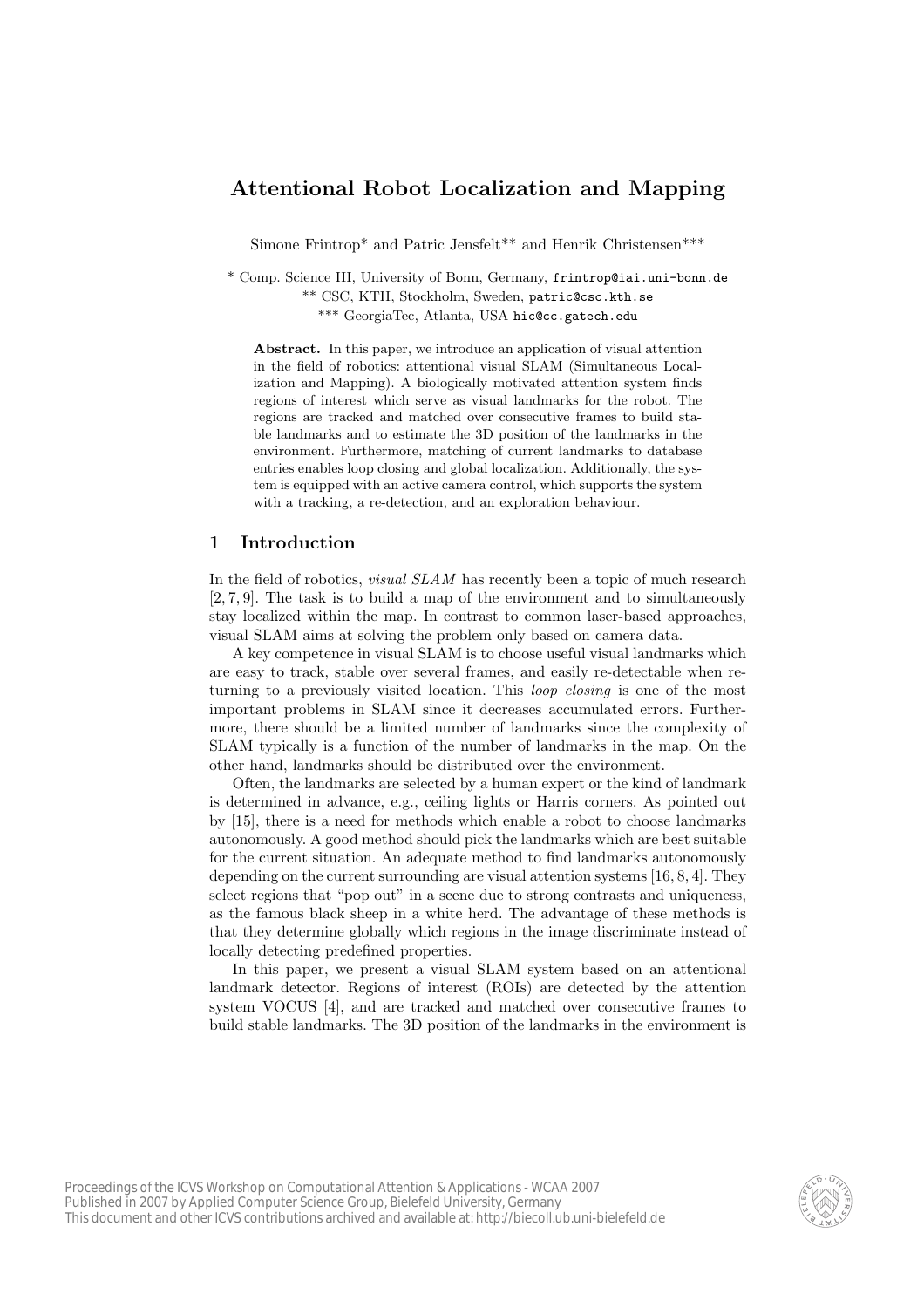# Attentional Robot Localization and Mapping

Simone Frintrop* and Patric Jensfelt** and Henrik Christensen***

\* Comp. Science III, University of Bonn, Germany, frintrop@iai.uni-bonn.de
\*\* CSC, KTH, Stockholm, Sweden, patric@csc.kth.se
\*\*\* GeorgiaTec, Atlanta, USA hic@cc.gatech.edu

**Abstract.** In this paper, we introduce an application of visual attention in the field of robotics: attentional visual SLAM (Simultaneous Localization and Mapping). A biologically motivated attention system finds regions of interest which serve as visual landmarks for the robot. The regions are tracked and matched over consecutive frames to build stable landmarks and to estimate the 3D position of the landmarks in the environment. Furthermore, matching of current landmarks to database entries enables loop closing and global localization. Additionally, the system is equipped with an active camera control, which supports the system with a tracking, a re-detection, and an exploration behaviour.

## 1 Introduction

In the field of robotics, *visual SLAM* has recently been a topic of much research [2, 7, 9]. The task is to build a map of the environment and to simultaneously stay localized within the map. In contrast to common laser-based approaches, visual SLAM aims at solving the problem only based on camera data.

A key competence in visual SLAM is to choose useful visual landmarks which are easy to track, stable over several frames, and easily re-detectable when returning to a previously visited location. This *loop closing* is one of the most important problems in SLAM since it decreases accumulated errors. Furthermore, there should be a limited number of landmarks since the complexity of SLAM typically is a function of the number of landmarks in the map. On the other hand, landmarks should be distributed over the environment.

Often, the landmarks are selected by a human expert or the kind of landmark is determined in advance, e.g., ceiling lights or Harris corners. As pointed out by [15], there is a need for methods which enable a robot to choose landmarks autonomously. A good method should pick the landmarks which are best suitable for the current situation. An adequate method to find landmarks autonomously depending on the current surrounding are visual attention systems [16, 8, 4]. They select regions that "pop out" in a scene due to strong contrasts and uniqueness, as the famous black sheep in a white herd. The advantage of these methods is that they determine globally which regions in the image discriminate instead of locally detecting predefined properties.

In this paper, we present a visual SLAM system based on an attentional landmark detector. Regions of interest (ROIs) are detected by the attention system VOCUS [4], and are tracked and matched over consecutive frames to build stable landmarks. The 3D position of the landmarks in the environment is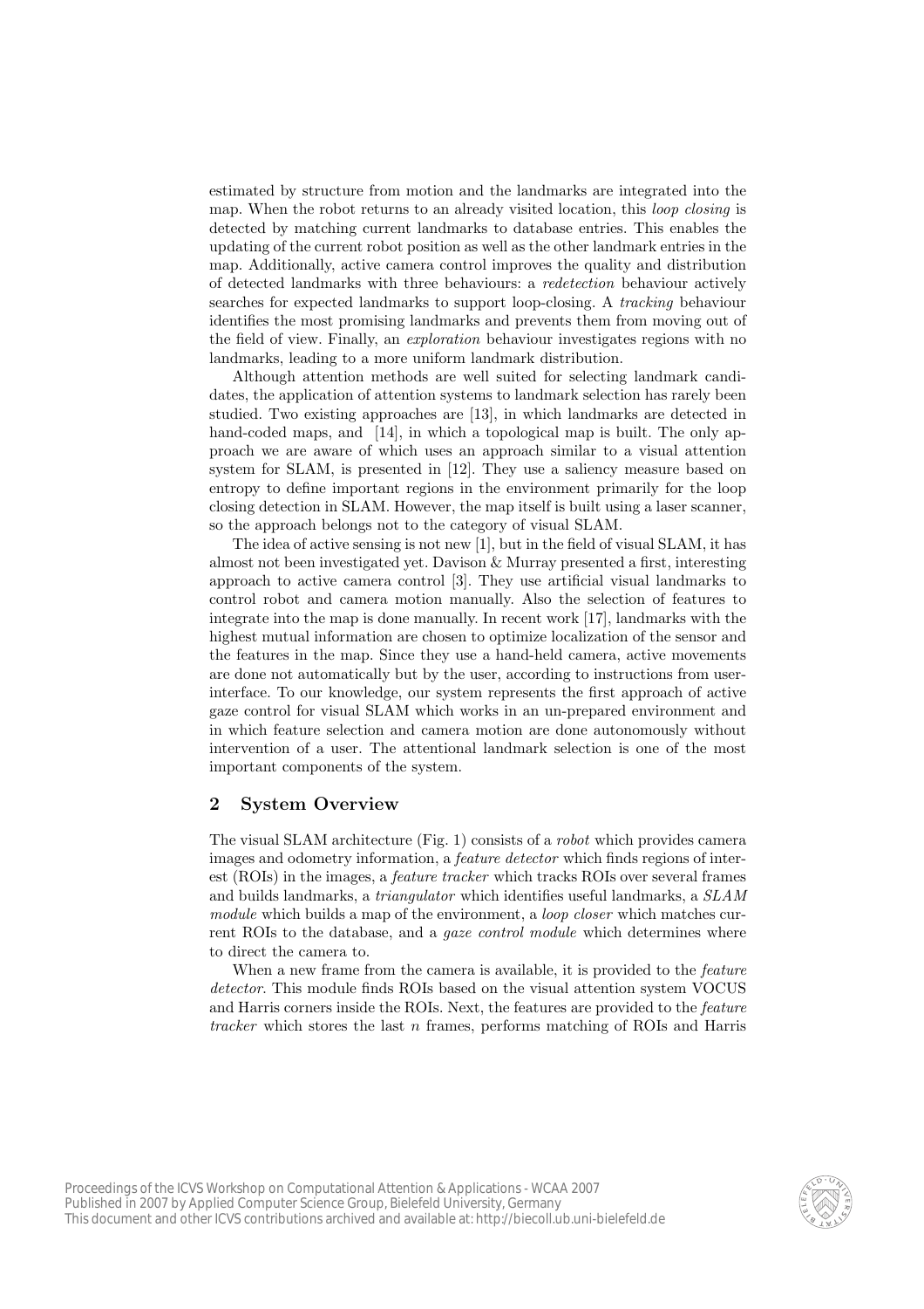estimated by structure from motion and the landmarks are integrated into the map. When the robot returns to an already visited location, this *loop closing* is detected by matching current landmarks to database entries. This enables the updating of the current robot position as well as the other landmark entries in the map. Additionally, active camera control improves the quality and distribution of detected landmarks with three behaviours: a *redetection* behaviour actively searches for expected landmarks to support loop-closing. A *tracking* behaviour identifies the most promising landmarks and prevents them from moving out of the field of view. Finally, an *exploration* behaviour investigates regions with no landmarks, leading to a more uniform landmark distribution.

Although attention methods are well suited for selecting landmark candidates, the application of attention systems to landmark selection has rarely been studied. Two existing approaches are [13], in which landmarks are detected in hand-coded maps, and [14], in which a topological map is built. The only approach we are aware of which uses an approach similar to a visual attention system for SLAM, is presented in [12]. They use a saliency measure based on entropy to define important regions in the environment primarily for the loop closing detection in SLAM. However, the map itself is built using a laser scanner, so the approach belongs not to the category of visual SLAM.

The idea of active sensing is not new [1], but in the field of visual SLAM, it has almost not been investigated yet. Davison & Murray presented a first, interesting approach to active camera control [3]. They use artificial visual landmarks to control robot and camera motion manually. Also the selection of features to integrate into the map is done manually. In recent work [17], landmarks with the highest mutual information are chosen to optimize localization of the sensor and the features in the map. Since they use a hand-held camera, active movements are done not automatically but by the user, according to instructions from user-interface. To our knowledge, our system represents the first approach of active gaze control for visual SLAM which works in an un-prepared environment and in which feature selection and camera motion are done autonomously without intervention of a user. The attentional landmark selection is one of the most important components of the system.

## 2 System Overview

The visual SLAM architecture (Fig. 1) consists of a *robot* which provides camera images and odometry information, a *feature detector* which finds regions of interest (ROIs) in the images, a *feature tracker* which tracks ROIs over several frames and builds landmarks, a *triangulator* which identifies useful landmarks, a *SLAM module* which builds a map of the environment, a *loop closer* which matches current ROIs to the database, and a *gaze control module* which determines where to direct the camera to.

When a new frame from the camera is available, it is provided to the *feature detector*. This module finds ROIs based on the visual attention system VOCUS and Harris corners inside the ROIs. Next, the features are provided to the *feature tracker* which stores the last $n$ frames, performs matching of ROIs and Harris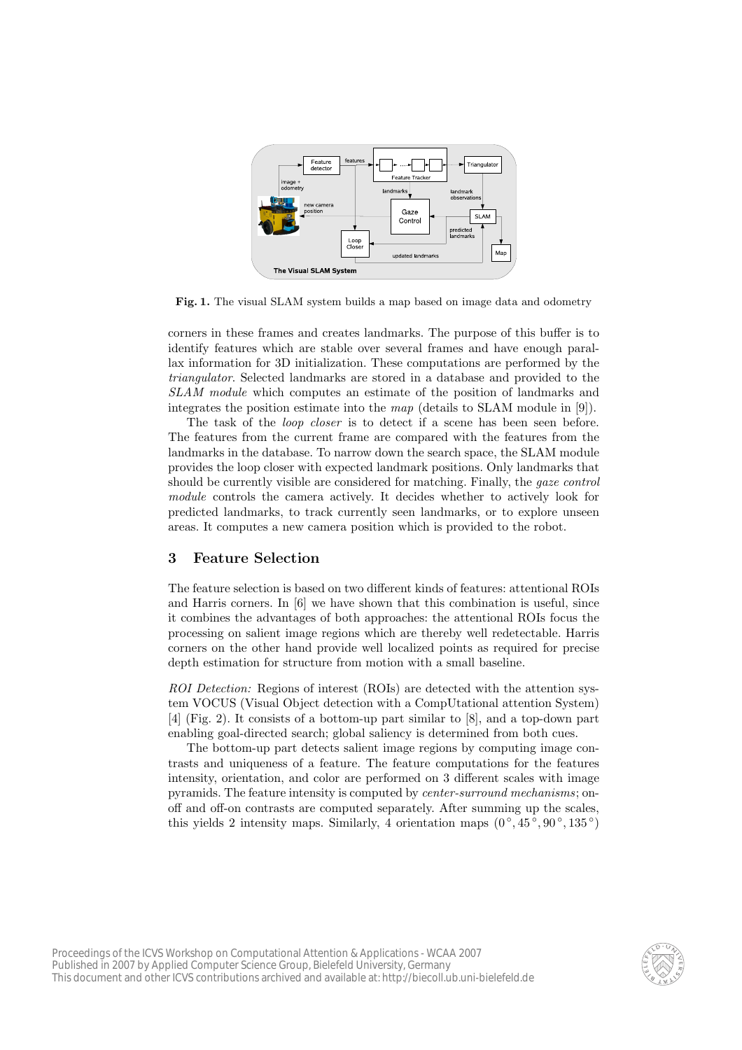Fig. 1. The visual SLAM system builds a map based on image data and odometry

corners in these frames and creates landmarks. The purpose of this buffer is to identify features which are stable over several frames and have enough parallax information for 3D initialization. These computations are performed by the *triangulator*. Selected landmarks are stored in a database and provided to the *SLAM module* which computes an estimate of the position of landmarks and integrates the position estimate into the *map* (details to SLAM module in [9]).

The task of the *loop closer* is to detect if a scene has been seen before. The features from the current frame are compared with the features from the landmarks in the database. To narrow down the search space, the SLAM module provides the loop closer with expected landmark positions. Only landmarks that should be currently visible are considered for matching. Finally, the *gaze control module* controls the camera actively. It decides whether to actively look for predicted landmarks, to track currently seen landmarks, or to explore unseen areas. It computes a new camera position which is provided to the robot.

## 3 Feature Selection

The feature selection is based on two different kinds of features: attentional ROIs and Harris corners. In [6] we have shown that this combination is useful, since it combines the advantages of both approaches: the attentional ROIs focus the processing on salient image regions which are thereby well redetectable. Harris corners on the other hand provide well localized points as required for precise depth estimation for structure from motion with a small baseline.

*ROI Detection:* Regions of interest (ROIs) are detected with the attention system VOCUS (Visual Object detection with a CompUtational attention System) [4] (Fig. 2). It consists of a bottom-up part similar to [8], and a top-down part enabling goal-directed search; global saliency is determined from both cues.

The bottom-up part detects salient image regions by computing image contrasts and uniqueness of a feature. The feature computations for the features intensity, orientation, and color are performed on 3 different scales with image pyramids. The feature intensity is computed by *center-surround mechanisms*; on-off and off-on contrasts are computed separately. After summing up the scales, this yields 2 intensity maps. Similarly, 4 orientation maps ($0°, 45°, 90°, 135°$)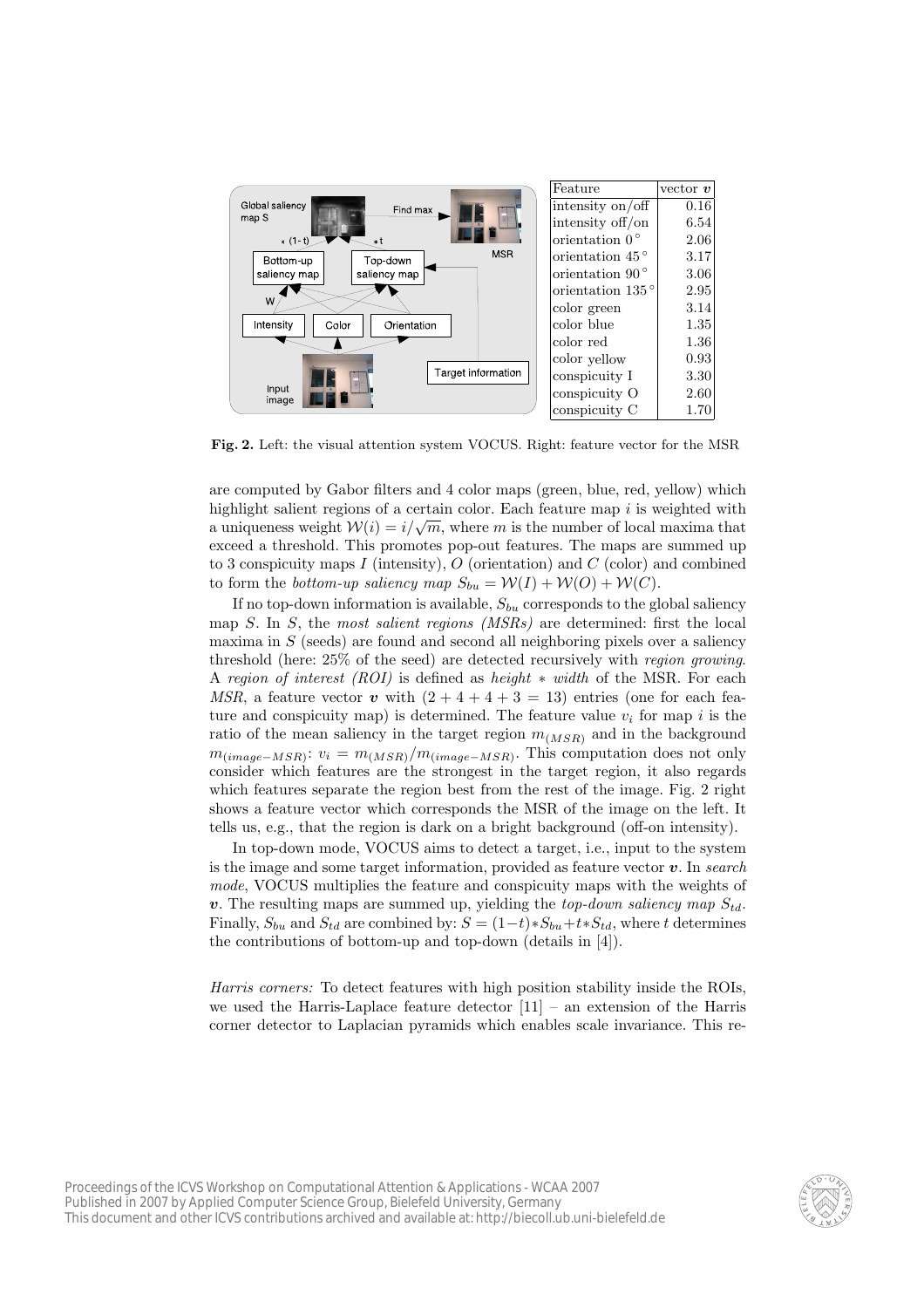| Feature | vector $\boldsymbol{v}$ |
|---|---|
| intensity on/off | 0.16 |
| intensity off/on | 6.54 |
| orientation 0° | 2.06 |
| orientation 45° | 3.17 |
| orientation 90° | 3.06 |
| orientation 135° | 2.95 |
| color green | 3.14 |
| color blue | 1.35 |
| color red | 1.36 |
| color yellow | 0.93 |
| conspicuity I | 3.30 |
| conspicuity O | 2.60 |
| conspicuity C | 1.70 |

**Fig. 2.** Left: the visual attention system VOCUS. Right: feature vector for the MSR

are computed by Gabor filters and 4 color maps (green, blue, red, yellow) which highlight salient regions of a certain color. Each feature map $i$ is weighted with a uniqueness weight $\mathcal{W}(i) = i/\sqrt{m}$, where $m$ is the number of local maxima that exceed a threshold. This promotes pop-out features. The maps are summed up to 3 conspicuity maps $I$ (intensity), $O$ (orientation) and $C$ (color) and combined to form the *bottom-up saliency map* $S_{bu} = \mathcal{W}(I) + \mathcal{W}(O) + \mathcal{W}(C)$.

If no top-down information is available, $S_{bu}$ corresponds to the global saliency map $S$. In $S$, the *most salient regions (MSRs)* are determined: first the local maxima in $S$ (seeds) are found and second all neighboring pixels over a saliency threshold (here: 25% of the seed) are detected recursively with *region growing*. A *region of interest (ROI)* is defined as *height* $*$ *width* of the MSR. For each *MSR*, a feature vector $\boldsymbol{v}$ with $(2 + 4 + 4 + 3 = 13)$ entries (one for each feature and conspicuity map) is determined. The feature value $v_i$ for map $i$ is the ratio of the mean saliency in the target region $m_{(MSR)}$ and in the background $m_{(image-MSR)}$: $v_i = m_{(MSR)}/m_{(image-MSR)}$. This computation does not only consider which features are the strongest in the target region, it also regards which features separate the region best from the rest of the image. Fig. 2 right shows a feature vector which corresponds the MSR of the image on the left. It tells us, e.g., that the region is dark on a bright background (off-on intensity).

In top-down mode, VOCUS aims to detect a target, i.e., input to the system is the image and some target information, provided as feature vector $\boldsymbol{v}$. In *search mode*, VOCUS multiplies the feature and conspicuity maps with the weights of $\boldsymbol{v}$. The resulting maps are summed up, yielding the *top-down saliency map* $S_{td}$. Finally, $S_{bu}$ and $S_{td}$ are combined by: $S = (1-t)*S_{bu} + t*S_{td}$, where $t$ determines the contributions of bottom-up and top-down (details in [4]).

*Harris corners:* To detect features with high position stability inside the ROIs, we used the Harris-Laplace feature detector [11] – an extension of the Harris corner detector to Laplacian pyramids which enables scale invariance. This re-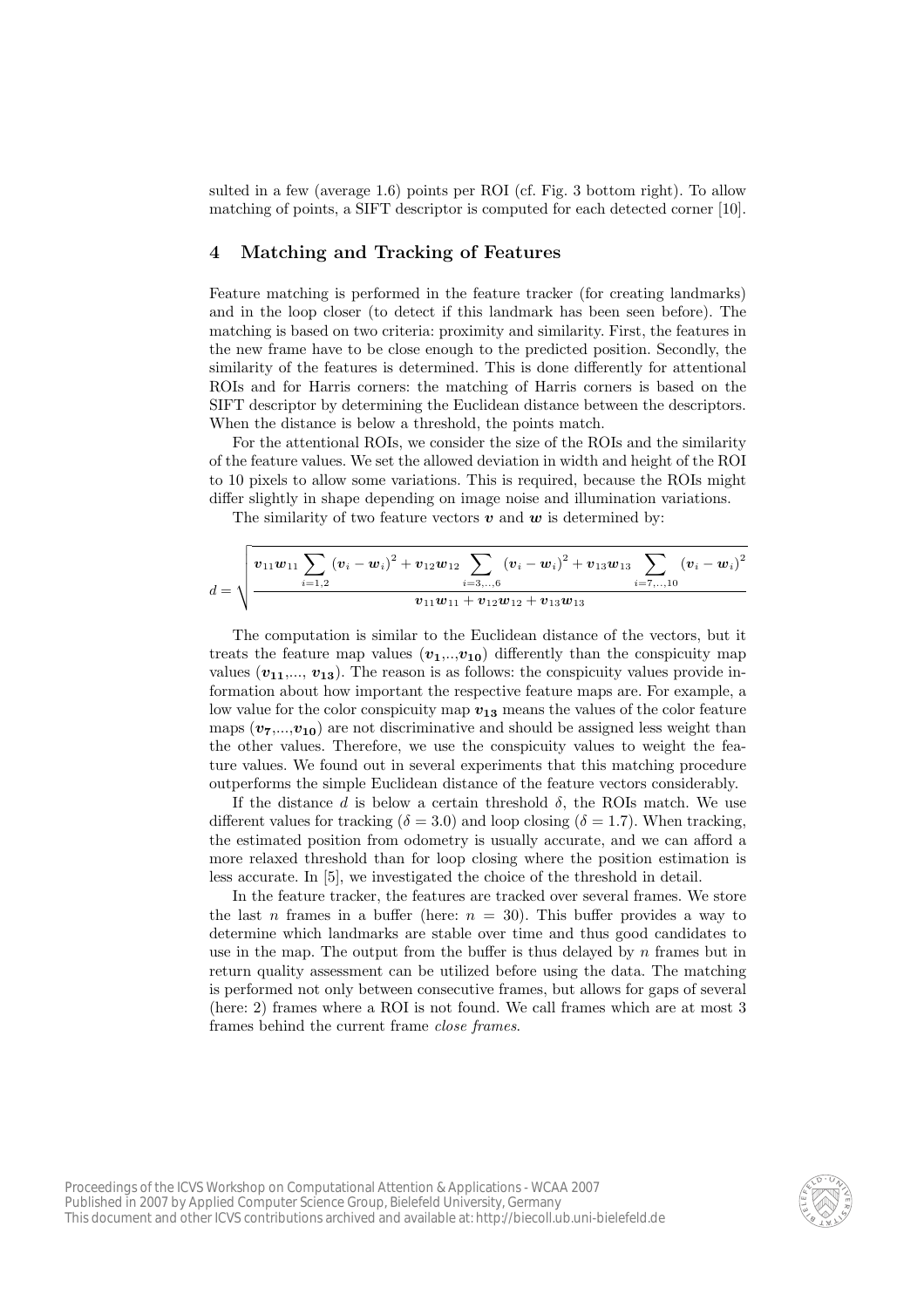sulted in a few (average 1.6) points per ROI (cf. Fig. 3 bottom right). To allow matching of points, a SIFT descriptor is computed for each detected corner [10].

## 4 Matching and Tracking of Features

Feature matching is performed in the feature tracker (for creating landmarks) and in the loop closer (to detect if this landmark has been seen before). The matching is based on two criteria: proximity and similarity. First, the features in the new frame have to be close enough to the predicted position. Secondly, the similarity of the features is determined. This is done differently for attentional ROIs and for Harris corners: the matching of Harris corners is based on the SIFT descriptor by determining the Euclidean distance between the descriptors. When the distance is below a threshold, the points match.

For the attentional ROIs, we consider the size of the ROIs and the similarity of the feature values. We set the allowed deviation in width and height of the ROI to 10 pixels to allow some variations. This is required, because the ROIs might differ slightly in shape depending on image noise and illumination variations.

The similarity of two feature vectors $\boldsymbol{v}$ and $\boldsymbol{w}$ is determined by:

$$d = \sqrt{\frac{\boldsymbol{v}_{11}\boldsymbol{w}_{11} \sum_{i=1,2} (\boldsymbol{v}_i - \boldsymbol{w}_i)^2 + \boldsymbol{v}_{12}\boldsymbol{w}_{12} \sum_{i=3,..,6} (\boldsymbol{v}_i - \boldsymbol{w}_i)^2 + \boldsymbol{v}_{13}\boldsymbol{w}_{13} \sum_{i=7,...,10} (\boldsymbol{v}_i - \boldsymbol{w}_i)^2}{\boldsymbol{v}_{11}\boldsymbol{w}_{11} + \boldsymbol{v}_{12}\boldsymbol{w}_{12} + \boldsymbol{v}_{13}\boldsymbol{w}_{13}}}$$

The computation is similar to the Euclidean distance of the vectors, but it treats the feature map values ($\boldsymbol{v_1}$,..,$\boldsymbol{v_{10}}$) differently than the conspicuity map values ($\boldsymbol{v_{11}}$,..., $\boldsymbol{v_{13}}$). The reason is as follows: the conspicuity values provide information about how important the respective feature maps are. For example, a low value for the color conspicuity map $\boldsymbol{v_{13}}$ means the values of the color feature maps ($\boldsymbol{v_7}$,...,$\boldsymbol{v_{10}}$) are not discriminative and should be assigned less weight than the other values. Therefore, we use the conspicuity values to weight the feature values. We found out in several experiments that this matching procedure outperforms the simple Euclidean distance of the feature vectors considerably.

If the distance $d$ is below a certain threshold $\delta$, the ROIs match. We use different values for tracking ($\delta = 3.0$) and loop closing ($\delta = 1.7$). When tracking, the estimated position from odometry is usually accurate, and we can afford a more relaxed threshold than for loop closing where the position estimation is less accurate. In [5], we investigated the choice of the threshold in detail.

In the feature tracker, the features are tracked over several frames. We store the last $n$ frames in a buffer (here: $n = 30$). This buffer provides a way to determine which landmarks are stable over time and thus good candidates to use in the map. The output from the buffer is thus delayed by $n$ frames but in return quality assessment can be utilized before using the data. The matching is performed not only between consecutive frames, but allows for gaps of several (here: 2) frames where a ROI is not found. We call frames which are at most 3 frames behind the current frame *close frames*.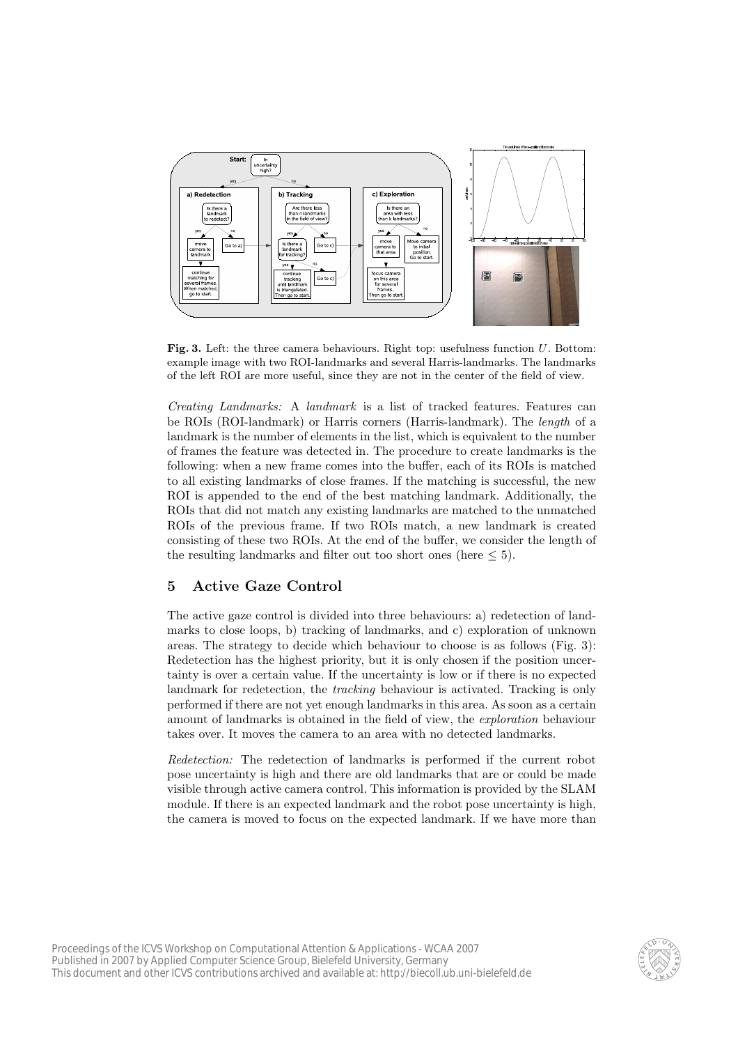Start: Is uncertainty high?

yes / no

a) Redetection

Is there a landmark to redetect?

yes: move camera to landmark → continue matching for several frames. When matched, go to start.

no: Go to a)

b) Tracking

Are there less than n landmarks in the field of view?

yes: Is there a landmark for tracking?

yes: continue tracking until landmark is triangulated. Then go to start.

no: Go to c)

no: Go to c)

c) Exploration

Is there an area with less than k landmarks?

yes: move camera to that area → focus camera on this area for several frames. Then go to start.

no: Move camera to initial position. Go to start.

**Fig. 3.** Left: the three camera behaviours. Right top: usefulness function $U$. Bottom: example image with two ROI-landmarks and several Harris-landmarks. The landmarks of the left ROI are more useful, since they are not in the center of the field of view.

*Creating Landmarks:* A *landmark* is a list of tracked features. Features can be ROIs (ROI-landmark) or Harris corners (Harris-landmark). The *length* of a landmark is the number of elements in the list, which is equivalent to the number of frames the feature was detected in. The procedure to create landmarks is the following: when a new frame comes into the buffer, each of its ROIs is matched to all existing landmarks of close frames. If the matching is successful, the new ROI is appended to the end of the best matching landmark. Additionally, the ROIs that did not match any existing landmarks are matched to the unmatched ROIs of the previous frame. If two ROIs match, a new landmark is created consisting of these two ROIs. At the end of the buffer, we consider the length of the resulting landmarks and filter out too short ones (here $\leq 5$).

## 5 Active Gaze Control

The active gaze control is divided into three behaviours: a) redetection of landmarks to close loops, b) tracking of landmarks, and c) exploration of unknown areas. The strategy to decide which behaviour to choose is as follows (Fig. 3): Redetection has the highest priority, but it is only chosen if the position uncertainty is over a certain value. If the uncertainty is low or if there is no expected landmark for redetection, the *tracking* behaviour is activated. Tracking is only performed if there are not yet enough landmarks in this area. As soon as a certain amount of landmarks is obtained in the field of view, the *exploration* behaviour takes over. It moves the camera to an area with no detected landmarks.

*Redetection:* The redetection of landmarks is performed if the current robot pose uncertainty is high and there are old landmarks that are or could be made visible through active camera control. This information is provided by the SLAM module. If there is an expected landmark and the robot pose uncertainty is high, the camera is moved to focus on the expected landmark. If we have more than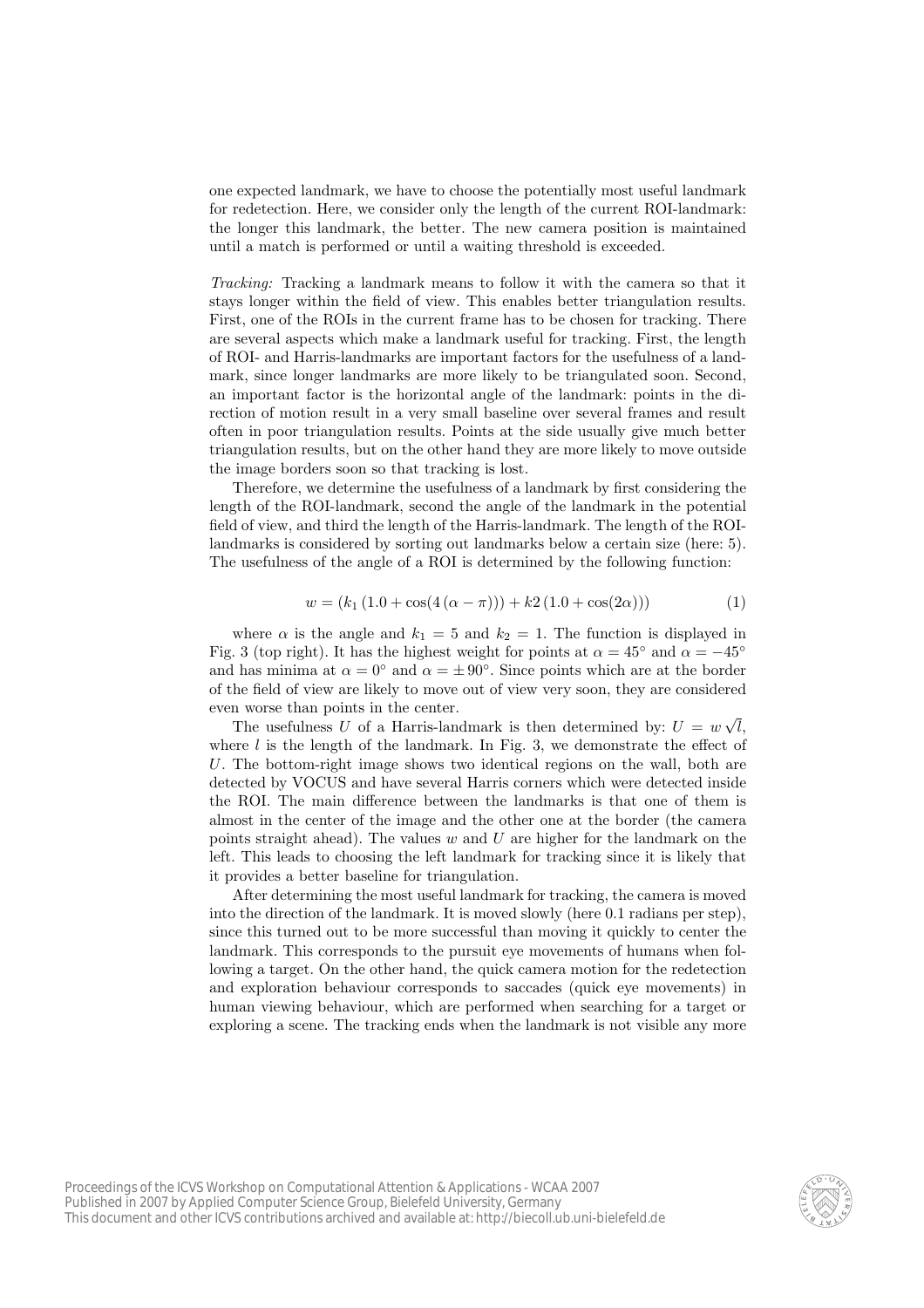one expected landmark, we have to choose the potentially most useful landmark for redetection. Here, we consider only the length of the current ROI-landmark: the longer this landmark, the better. The new camera position is maintained until a match is performed or until a waiting threshold is exceeded.

*Tracking:* Tracking a landmark means to follow it with the camera so that it stays longer within the field of view. This enables better triangulation results. First, one of the ROIs in the current frame has to be chosen for tracking. There are several aspects which make a landmark useful for tracking. First, the length of ROI- and Harris-landmarks are important factors for the usefulness of a landmark, since longer landmarks are more likely to be triangulated soon. Second, an important factor is the horizontal angle of the landmark: points in the direction of motion result in a very small baseline over several frames and result often in poor triangulation results. Points at the side usually give much better triangulation results, but on the other hand they are more likely to move outside the image borders soon so that tracking is lost.

Therefore, we determine the usefulness of a landmark by first considering the length of the ROI-landmark, second the angle of the landmark in the potential field of view, and third the length of the Harris-landmark. The length of the ROI-landmarks is considered by sorting out landmarks below a certain size (here: 5). The usefulness of the angle of a ROI is determined by the following function:

$$w = (k_1\,(1.0 + \cos(4\,(\alpha - \pi))) + k2\,(1.0 + \cos(2\alpha))) \tag{1}$$

where $\alpha$ is the angle and $k_1 = 5$ and $k_2 = 1$. The function is displayed in Fig. 3 (top right). It has the highest weight for points at $\alpha = 45°$ and $\alpha = -45°$ and has minima at $\alpha = 0°$ and $\alpha = \pm 90°$. Since points which are at the border of the field of view are likely to move out of view very soon, they are considered even worse than points in the center.

The usefulness $U$ of a Harris-landmark is then determined by: $U = w\sqrt{l}$, where $l$ is the length of the landmark. In Fig. 3, we demonstrate the effect of $U$. The bottom-right image shows two identical regions on the wall, both are detected by VOCUS and have several Harris corners which were detected inside the ROI. The main difference between the landmarks is that one of them is almost in the center of the image and the other one at the border (the camera points straight ahead). The values $w$ and $U$ are higher for the landmark on the left. This leads to choosing the left landmark for tracking since it is likely that it provides a better baseline for triangulation.

After determining the most useful landmark for tracking, the camera is moved into the direction of the landmark. It is moved slowly (here 0.1 radians per step), since this turned out to be more successful than moving it quickly to center the landmark. This corresponds to the pursuit eye movements of humans when following a target. On the other hand, the quick camera motion for the redetection and exploration behaviour corresponds to saccades (quick eye movements) in human viewing behaviour, which are performed when searching for a target or exploring a scene. The tracking ends when the landmark is not visible any more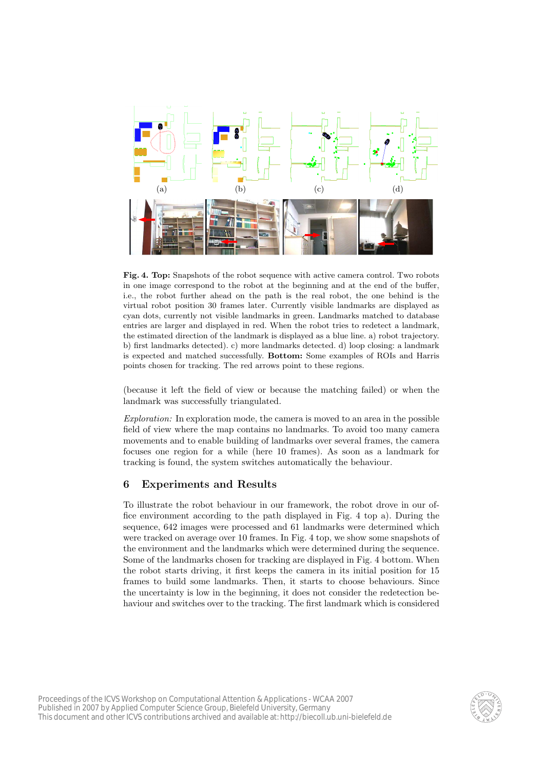**Fig. 4. Top:** Snapshots of the robot sequence with active camera control. Two robots in one image correspond to the robot at the beginning and at the end of the buffer, i.e., the robot further ahead on the path is the real robot, the one behind is the virtual robot position 30 frames later. Currently visible landmarks are displayed as cyan dots, currently not visible landmarks in green. Landmarks matched to database entries are larger and displayed in red. When the robot tries to redetect a landmark, the estimated direction of the landmark is displayed as a blue line. a) robot trajectory. b) first landmarks detected). c) more landmarks detected. d) loop closing: a landmark is expected and matched successfully. **Bottom:** Some examples of ROIs and Harris points chosen for tracking. The red arrows point to these regions.

(because it left the field of view or because the matching failed) or when the landmark was successfully triangulated.

*Exploration:* In exploration mode, the camera is moved to an area in the possible field of view where the map contains no landmarks. To avoid too many camera movements and to enable building of landmarks over several frames, the camera focuses one region for a while (here 10 frames). As soon as a landmark for tracking is found, the system switches automatically the behaviour.

## 6 Experiments and Results

To illustrate the robot behaviour in our framework, the robot drove in our office environment according to the path displayed in Fig. 4 top a). During the sequence, 642 images were processed and 61 landmarks were determined which were tracked on average over 10 frames. In Fig. 4 top, we show some snapshots of the environment and the landmarks which were determined during the sequence. Some of the landmarks chosen for tracking are displayed in Fig. 4 bottom. When the robot starts driving, it first keeps the camera in its initial position for 15 frames to build some landmarks. Then, it starts to choose behaviours. Since the uncertainty is low in the beginning, it does not consider the redetection behaviour and switches over to the tracking. The first landmark which is considered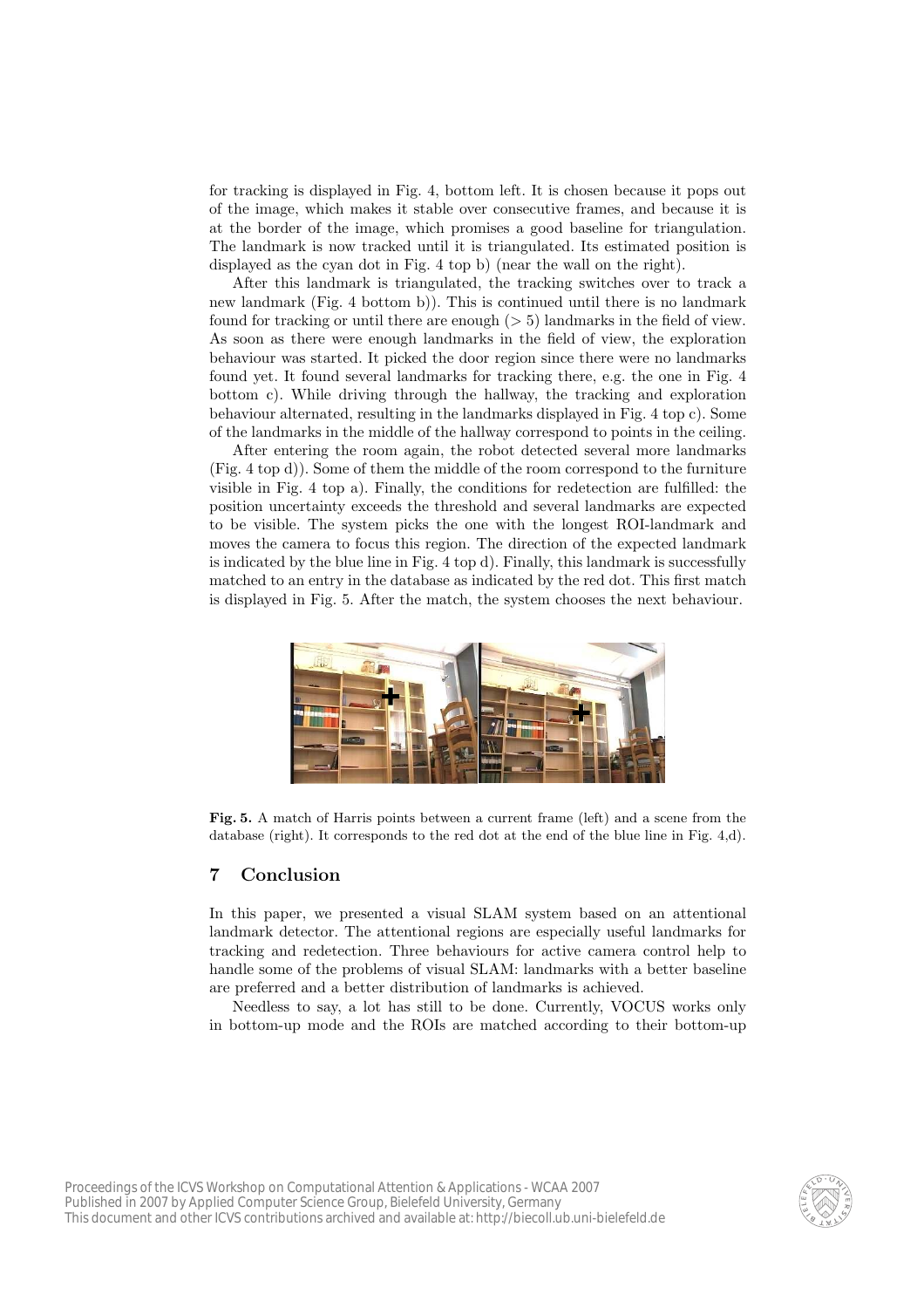for tracking is displayed in Fig. 4, bottom left. It is chosen because it pops out of the image, which makes it stable over consecutive frames, and because it is at the border of the image, which promises a good baseline for triangulation. The landmark is now tracked until it is triangulated. Its estimated position is displayed as the cyan dot in Fig. 4 top b) (near the wall on the right).

After this landmark is triangulated, the tracking switches over to track a new landmark (Fig. 4 bottom b)). This is continued until there is no landmark found for tracking or until there are enough ($> 5$) landmarks in the field of view. As soon as there were enough landmarks in the field of view, the exploration behaviour was started. It picked the door region since there were no landmarks found yet. It found several landmarks for tracking there, e.g. the one in Fig. 4 bottom c). While driving through the hallway, the tracking and exploration behaviour alternated, resulting in the landmarks displayed in Fig. 4 top c). Some of the landmarks in the middle of the hallway correspond to points in the ceiling.

After entering the room again, the robot detected several more landmarks (Fig. 4 top d)). Some of them the middle of the room correspond to the furniture visible in Fig. 4 top a). Finally, the conditions for redetection are fulfilled: the position uncertainty exceeds the threshold and several landmarks are expected to be visible. The system picks the one with the longest ROI-landmark and moves the camera to focus this region. The direction of the expected landmark is indicated by the blue line in Fig. 4 top d). Finally, this landmark is successfully matched to an entry in the database as indicated by the red dot. This first match is displayed in Fig. 5. After the match, the system chooses the next behaviour.

**Fig. 5.** A match of Harris points between a current frame (left) and a scene from the database (right). It corresponds to the red dot at the end of the blue line in Fig. 4,d).

## 7 Conclusion

In this paper, we presented a visual SLAM system based on an attentional landmark detector. The attentional regions are especially useful landmarks for tracking and redetection. Three behaviours for active camera control help to handle some of the problems of visual SLAM: landmarks with a better baseline are preferred and a better distribution of landmarks is achieved.

Needless to say, a lot has still to be done. Currently, VOCUS works only in bottom-up mode and the ROIs are matched according to their bottom-up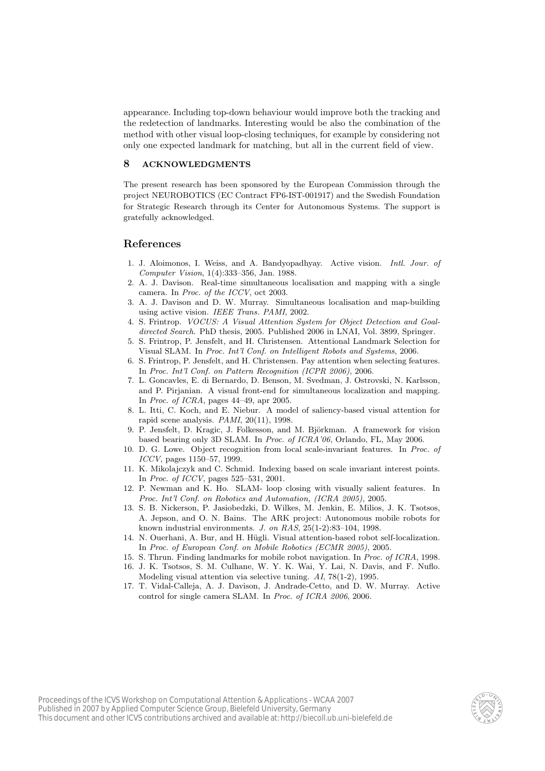appearance. Including top-down behaviour would improve both the tracking and the redetection of landmarks. Interesting would be also the combination of the method with other visual loop-closing techniques, for example by considering not only one expected landmark for matching, but all in the current field of view.

## 8 ACKNOWLEDGMENTS

The present research has been sponsored by the European Commission through the project NEUROBOTICS (EC Contract FP6-IST-001917) and the Swedish Foundation for Strategic Research through its Center for Autonomous Systems. The support is gratefully acknowledged.

## References

1. J. Aloimonos, I. Weiss, and A. Bandyopadhyay. Active vision. *Intl. Jour. of Computer Vision*, 1(4):333–356, Jan. 1988.
2. A. J. Davison. Real-time simultaneous localisation and mapping with a single camera. In *Proc. of the ICCV*, oct 2003.
3. A. J. Davison and D. W. Murray. Simultaneous localisation and map-building using active vision. *IEEE Trans. PAMI*, 2002.
4. S. Frintrop. *VOCUS: A Visual Attention System for Object Detection and Goal-directed Search*. PhD thesis, 2005. Published 2006 in LNAI, Vol. 3899, Springer.
5. S. Frintrop, P. Jensfelt, and H. Christensen. Attentional Landmark Selection for Visual SLAM. In *Proc. Int'l Conf. on Intelligent Robots and Systems*, 2006.
6. S. Frintrop, P. Jensfelt, and H. Christensen. Pay attention when selecting features. In *Proc. Int'l Conf. on Pattern Recognition (ICPR 2006)*, 2006.
7. L. Goncavles, E. di Bernardo, D. Benson, M. Svedman, J. Ostrovski, N. Karlsson, and P. Pirjanian. A visual front-end for simultaneous localization and mapping. In *Proc. of ICRA*, pages 44–49, apr 2005.
8. L. Itti, C. Koch, and E. Niebur. A model of saliency-based visual attention for rapid scene analysis. *PAMI*, 20(11), 1998.
9. P. Jensfelt, D. Kragic, J. Folkesson, and M. Björkman. A framework for vision based bearing only 3D SLAM. In *Proc. of ICRA'06*, Orlando, FL, May 2006.
10. D. G. Lowe. Object recognition from local scale-invariant features. In *Proc. of ICCV*, pages 1150–57, 1999.
11. K. Mikolajczyk and C. Schmid. Indexing based on scale invariant interest points. In *Proc. of ICCV*, pages 525–531, 2001.
12. P. Newman and K. Ho. SLAM- loop closing with visually salient features. In *Proc. Int'l Conf. on Robotics and Automation, (ICRA 2005)*, 2005.
13. S. B. Nickerson, P. Jasiobedzki, D. Wilkes, M. Jenkin, E. Milios, J. K. Tsotsos, A. Jepson, and O. N. Bains. The ARK project: Autonomous mobile robots for known industrial environments. *J. on RAS*, 25(1-2):83–104, 1998.
14. N. Ouerhani, A. Bur, and H. Hügli. Visual attention-based robot self-localization. In *Proc. of European Conf. on Mobile Robotics (ECMR 2005)*, 2005.
15. S. Thrun. Finding landmarks for mobile robot navigation. In *Proc. of ICRA*, 1998.
16. J. K. Tsotsos, S. M. Culhane, W. Y. K. Wai, Y. Lai, N. Davis, and F. Nuflo. Modeling visual attention via selective tuning. *AI*, 78(1-2), 1995.
17. T. Vidal-Calleja, A. J. Davison, J. Andrade-Cetto, and D. W. Murray. Active control for single camera SLAM. In *Proc. of ICRA 2006*, 2006.